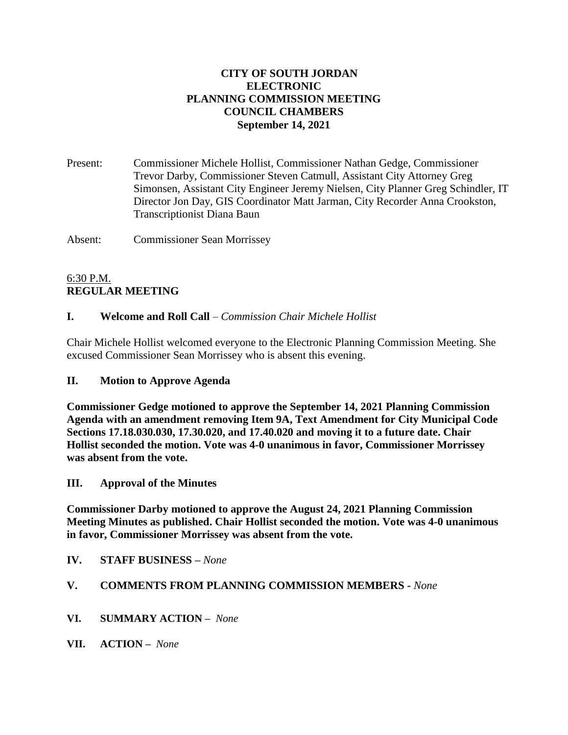# CITY OF SOUTH JORDAN
# ELECTRONIC
# PLANNING COMMISSION MEETING
# COUNCIL CHAMBERS
# September 14, 2021

Present: Commissioner Michele Hollist, Commissioner Nathan Gedge, Commissioner Trevor Darby, Commissioner Steven Catmull, Assistant City Attorney Greg Simonsen, Assistant City Engineer Jeremy Nielsen, City Planner Greg Schindler, IT Director Jon Day, GIS Coordinator Matt Jarman, City Recorder Anna Crookston, Transcriptionist Diana Baun

Absent: Commissioner Sean Morrissey

6:30 P.M.
**REGULAR MEETING**

## I. Welcome and Roll Call – *Commission Chair Michele Hollist*

Chair Michele Hollist welcomed everyone to the Electronic Planning Commission Meeting. She excused Commissioner Sean Morrissey who is absent this evening.

## II. Motion to Approve Agenda

**Commissioner Gedge motioned to approve the September 14, 2021 Planning Commission Agenda with an amendment removing Item 9A, Text Amendment for City Municipal Code Sections 17.18.030.030, 17.30.020, and 17.40.020 and moving it to a future date. Chair Hollist seconded the motion. Vote was 4-0 unanimous in favor, Commissioner Morrissey was absent from the vote.**

## III. Approval of the Minutes

**Commissioner Darby motioned to approve the August 24, 2021 Planning Commission Meeting Minutes as published. Chair Hollist seconded the motion. Vote was 4-0 unanimous in favor, Commissioner Morrissey was absent from the vote.**

## IV. STAFF BUSINESS – *None*

## V. COMMENTS FROM PLANNING COMMISSION MEMBERS - *None*

## VI. SUMMARY ACTION – *None*

## VII. ACTION – *None*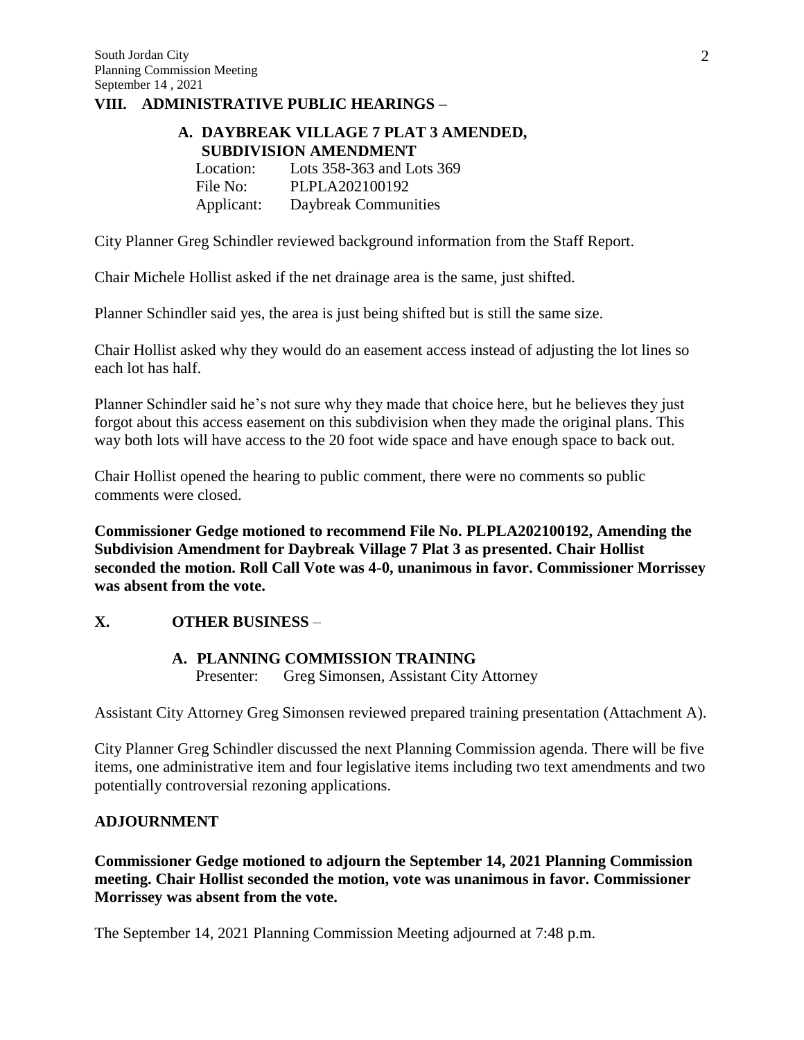## VIII. ADMINISTRATIVE PUBLIC HEARINGS –

### A. DAYBREAK VILLAGE 7 PLAT 3 AMENDED, SUBDIVISION AMENDMENT

Location: Lots 358-363 and Lots 369
File No: PLPLA202100192
Applicant: Daybreak Communities

City Planner Greg Schindler reviewed background information from the Staff Report.

Chair Michele Hollist asked if the net drainage area is the same, just shifted.

Planner Schindler said yes, the area is just being shifted but is still the same size.

Chair Hollist asked why they would do an easement access instead of adjusting the lot lines so each lot has half.

Planner Schindler said he's not sure why they made that choice here, but he believes they just forgot about this access easement on this subdivision when they made the original plans. This way both lots will have access to the 20 foot wide space and have enough space to back out.

Chair Hollist opened the hearing to public comment, there were no comments so public comments were closed.

**Commissioner Gedge motioned to recommend File No. PLPLA202100192, Amending the Subdivision Amendment for Daybreak Village 7 Plat 3 as presented. Chair Hollist seconded the motion. Roll Call Vote was 4-0, unanimous in favor. Commissioner Morrissey was absent from the vote.**

## X. OTHER BUSINESS –

### A. PLANNING COMMISSION TRAINING

Presenter: Greg Simonsen, Assistant City Attorney

Assistant City Attorney Greg Simonsen reviewed prepared training presentation (Attachment A).

City Planner Greg Schindler discussed the next Planning Commission agenda. There will be five items, one administrative item and four legislative items including two text amendments and two potentially controversial rezoning applications.

## ADJOURNMENT

**Commissioner Gedge motioned to adjourn the September 14, 2021 Planning Commission meeting. Chair Hollist seconded the motion, vote was unanimous in favor. Commissioner Morrissey was absent from the vote.**

The September 14, 2021 Planning Commission Meeting adjourned at 7:48 p.m.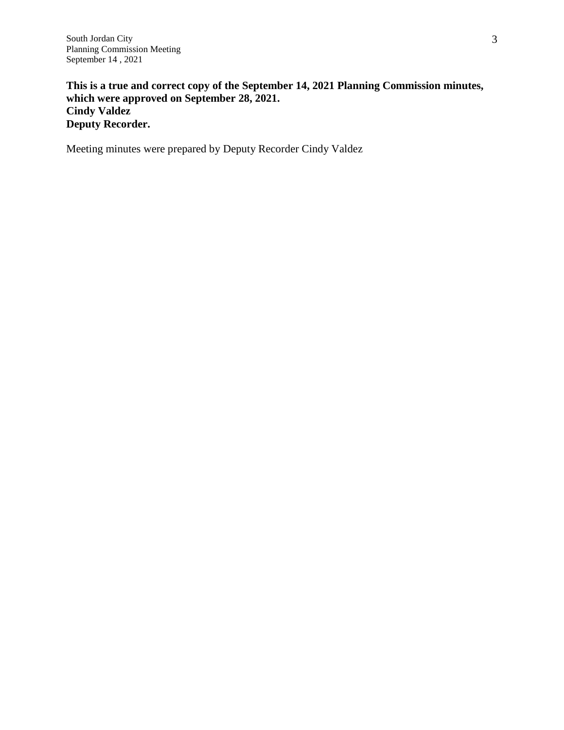**This is a true and correct copy of the September 14, 2021 Planning Commission minutes, which were approved on September 28, 2021.**
**Cindy Valdez**
**Deputy Recorder.**

Meeting minutes were prepared by Deputy Recorder Cindy Valdez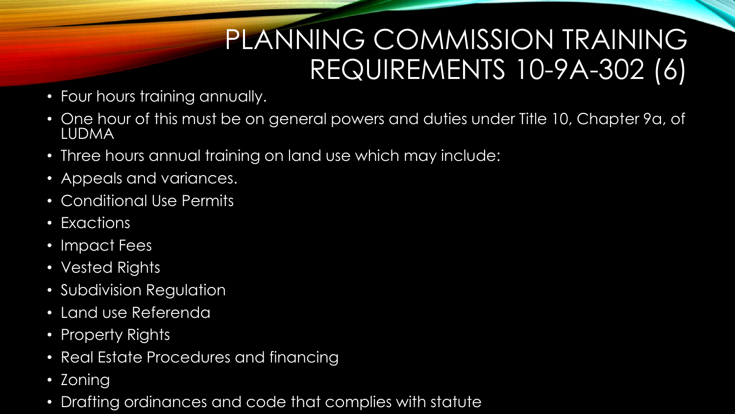# PLANNING COMMISSION TRAINING REQUIREMENTS 10-9A-302 (6)

- Four hours training annually.
- One hour of this must be on general powers and duties under Title 10, Chapter 9a, of LUDMA
- Three hours annual training on land use which may include:
- Appeals and variances.
- Conditional Use Permits
- Exactions
- Impact Fees
- Vested Rights
- Subdivision Regulation
- Land use Referenda
- Property Rights
- Real Estate Procedures and financing
- Zoning
- Drafting ordinances and code that complies with statute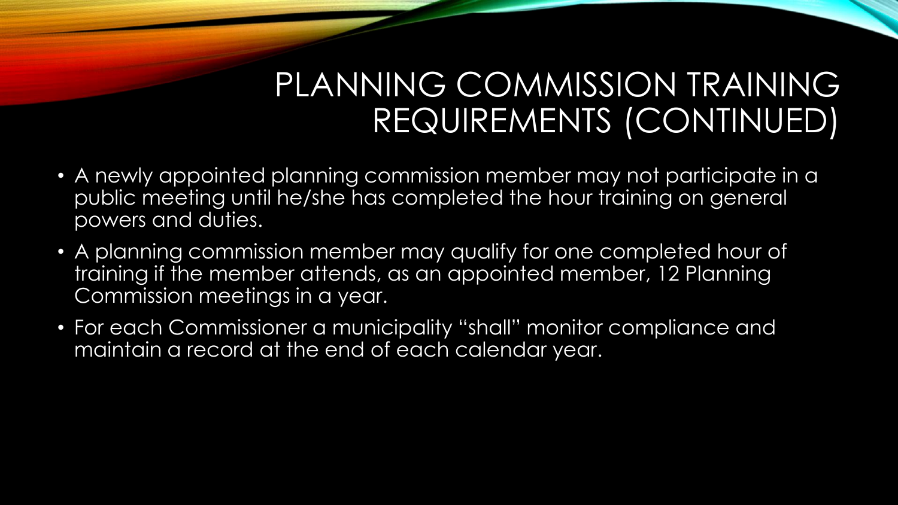# PLANNING COMMISSION TRAINING REQUIREMENTS (CONTINUED)

- A newly appointed planning commission member may not participate in a public meeting until he/she has completed the hour training on general powers and duties.
- A planning commission member may qualify for one completed hour of training if the member attends, as an appointed member, 12 Planning Commission meetings in a year.
- For each Commissioner a municipality "shall" monitor compliance and maintain a record at the end of each calendar year.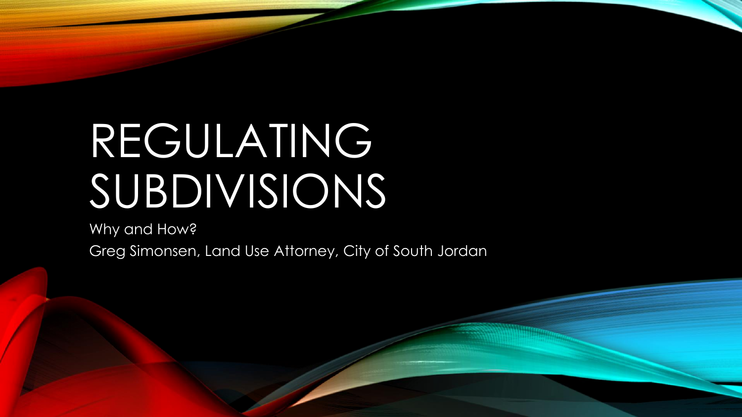# REGULATING SUBDIVISIONS

Why and How?

Greg Simonsen, Land Use Attorney, City of South Jordan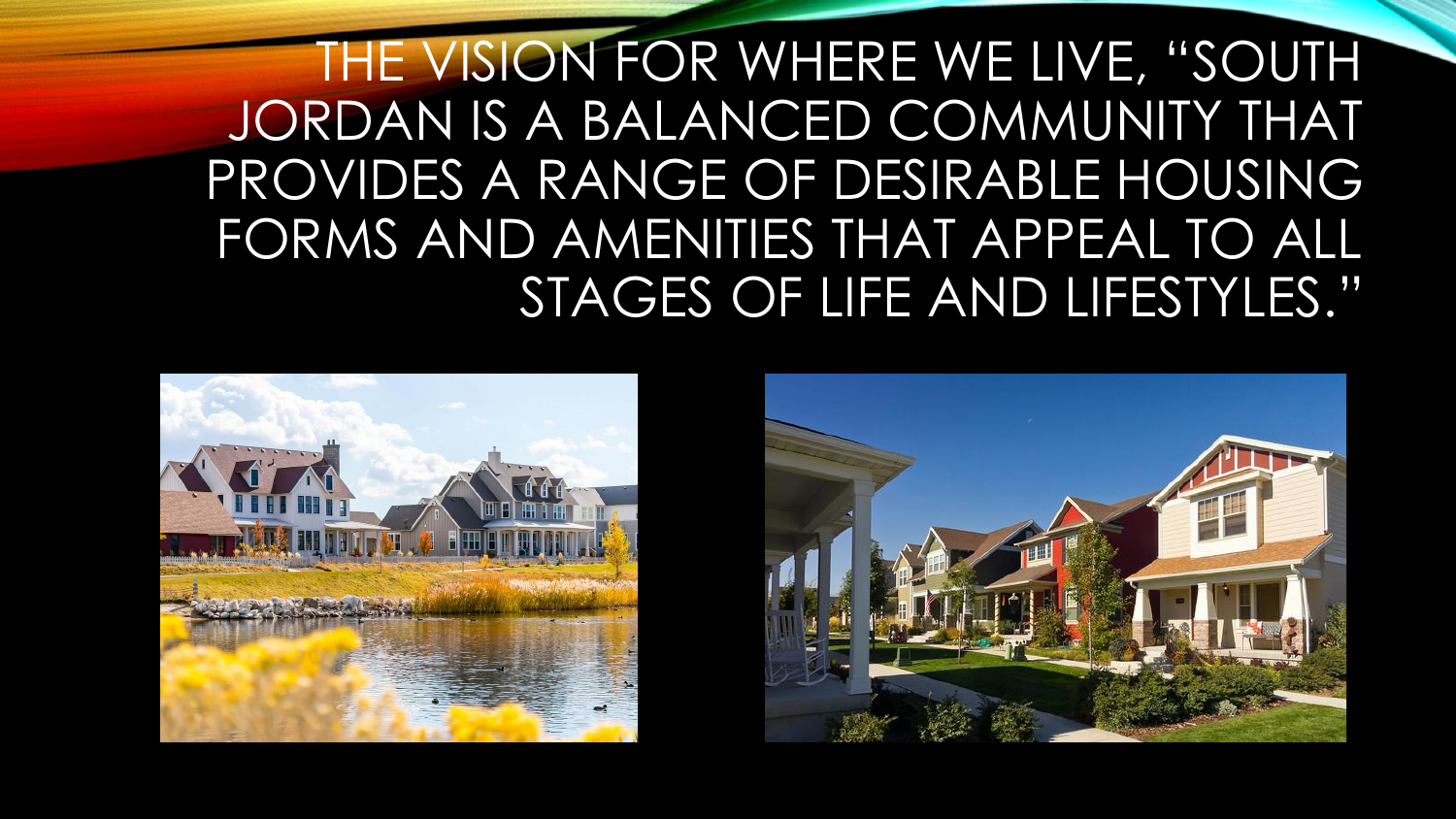# THE VISION FOR WHERE WE LIVE, "SOUTH JORDAN IS A BALANCED COMMUNITY THAT PROVIDES A RANGE OF DESIRABLE HOUSING FORMS AND AMENITIES THAT APPEAL TO ALL STAGES OF LIFE AND LIFESTYLES."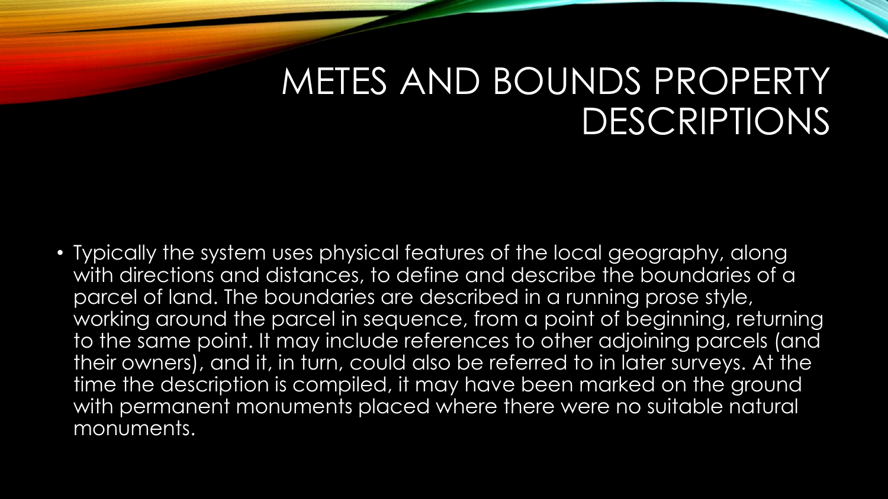# METES AND BOUNDS PROPERTY DESCRIPTIONS

- Typically the system uses physical features of the local geography, along with directions and distances, to define and describe the boundaries of a parcel of land. The boundaries are described in a running prose style, working around the parcel in sequence, from a point of beginning, returning to the same point. It may include references to other adjoining parcels (and their owners), and it, in turn, could also be referred to in later surveys. At the time the description is compiled, it may have been marked on the ground with permanent monuments placed where there were no suitable natural monuments.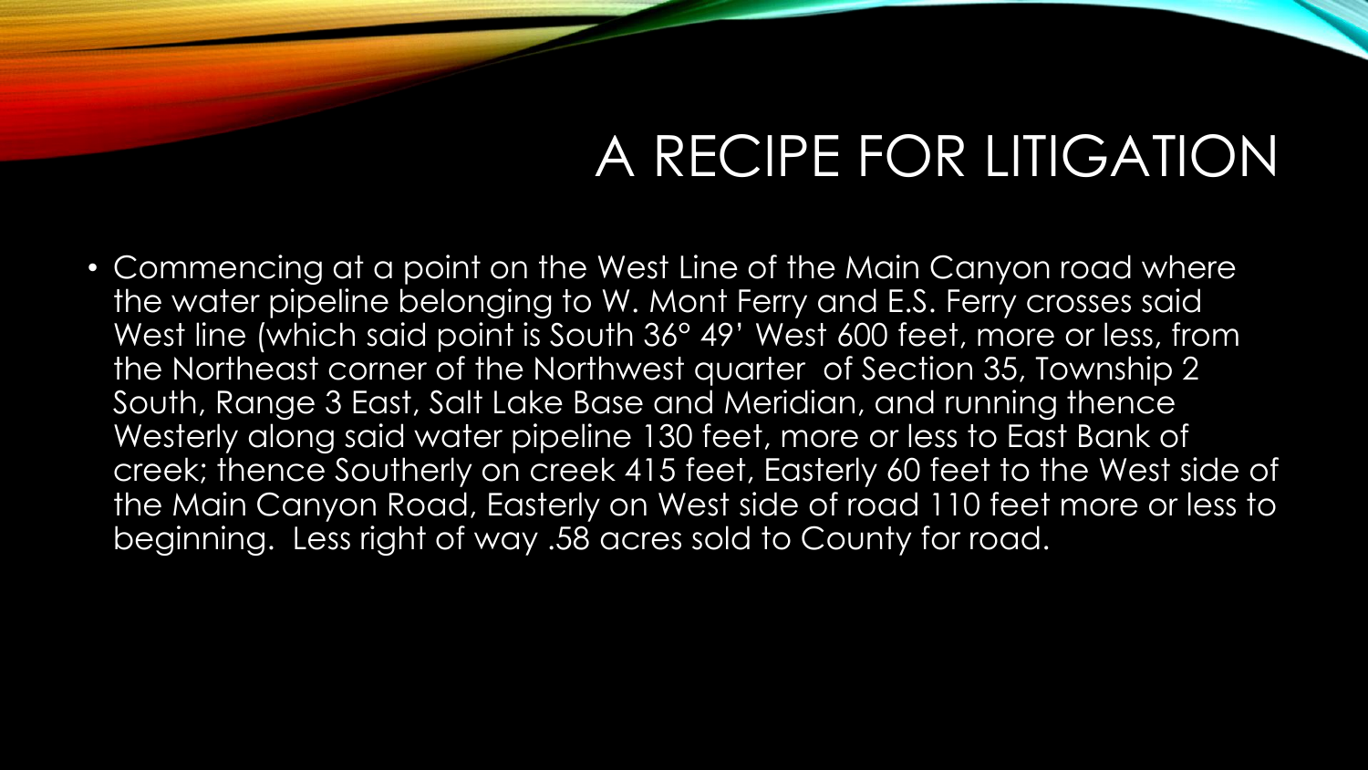# A RECIPE FOR LITIGATION

- Commencing at a point on the West Line of the Main Canyon road where the water pipeline belonging to W. Mont Ferry and E.S. Ferry crosses said West line (which said point is South 36° 49' West 600 feet, more or less, from the Northeast corner of the Northwest quarter of Section 35, Township 2 South, Range 3 East, Salt Lake Base and Meridian, and running thence Westerly along said water pipeline 130 feet, more or less to East Bank of creek; thence Southerly on creek 415 feet, Easterly 60 feet to the West side of the Main Canyon Road, Easterly on West side of road 110 feet more or less to beginning. Less right of way .58 acres sold to County for road.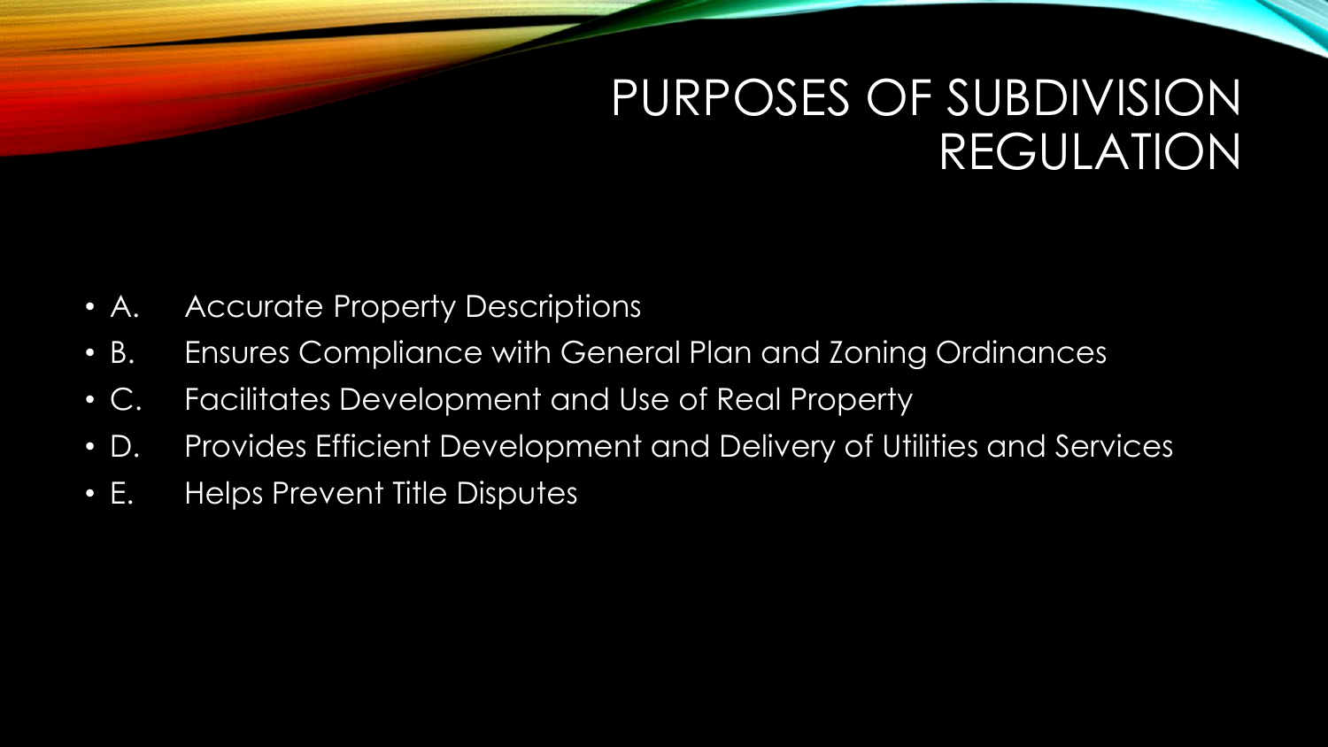# PURPOSES OF SUBDIVISION REGULATION

- A. Accurate Property Descriptions
- B. Ensures Compliance with General Plan and Zoning Ordinances
- C. Facilitates Development and Use of Real Property
- D. Provides Efficient Development and Delivery of Utilities and Services
- E. Helps Prevent Title Disputes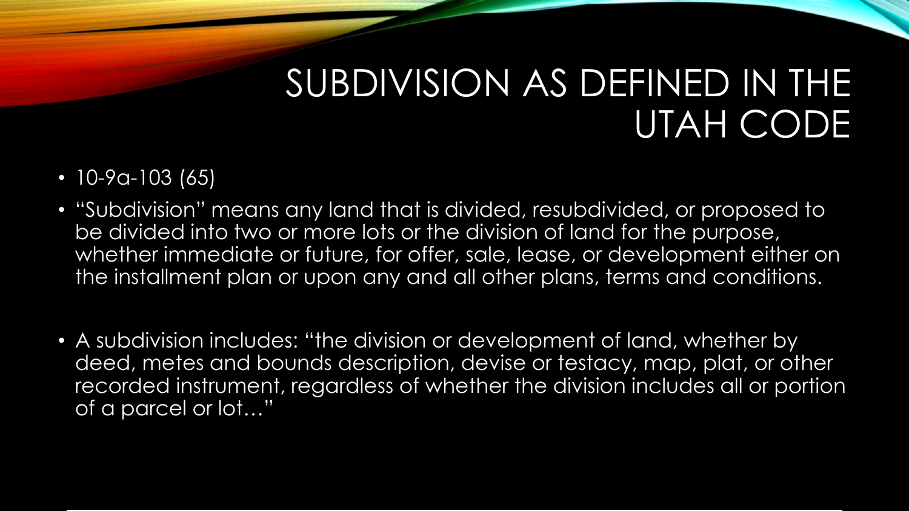# SUBDIVISION AS DEFINED IN THE UTAH CODE

- 10-9a-103 (65)
- “Subdivision” means any land that is divided, resubdivided, or proposed to be divided into two or more lots or the division of land for the purpose, whether immediate or future, for offer, sale, lease, or development either on the installment plan or upon any and all other plans, terms and conditions.
- A subdivision includes: “the division or development of land, whether by deed, metes and bounds description, devise or testacy, map, plat, or other recorded instrument, regardless of whether the division includes all or portion of a parcel or lot…”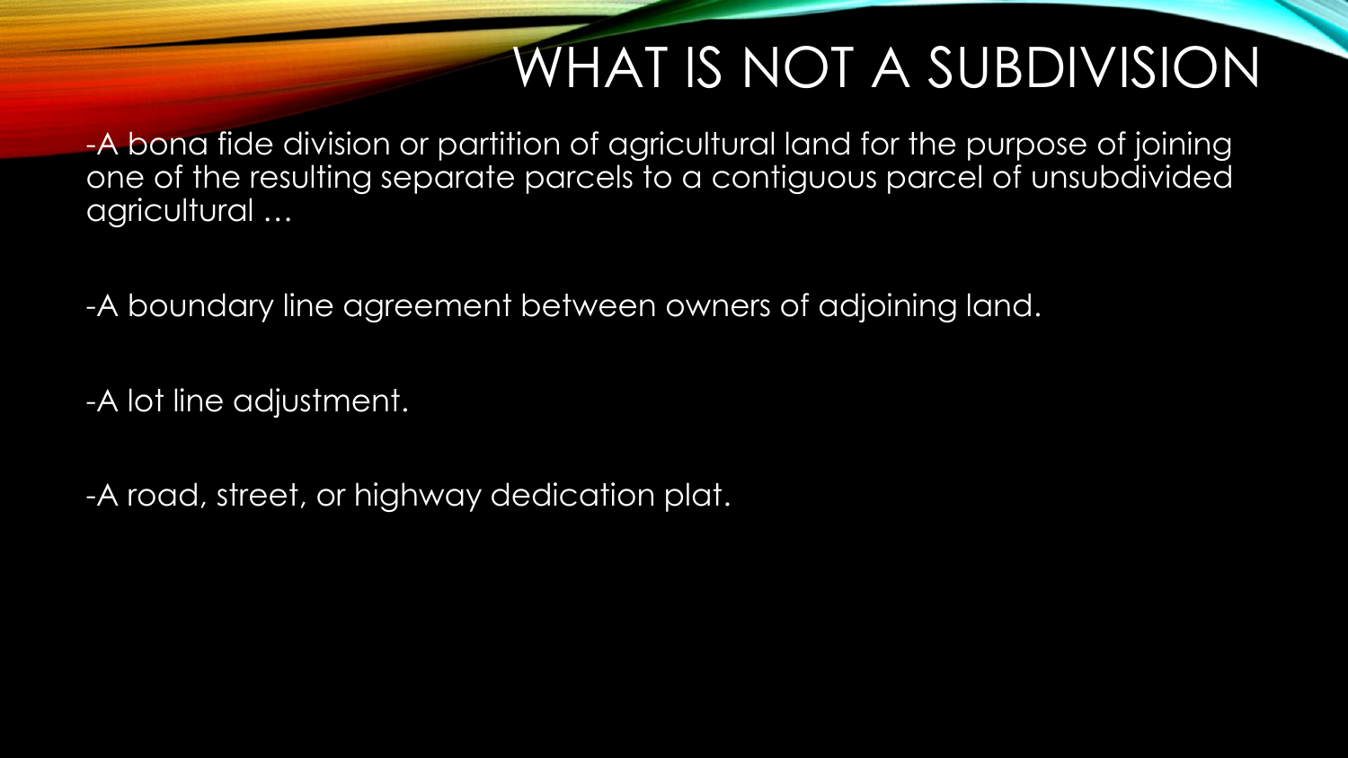# WHAT IS NOT A SUBDIVISION

-A bona fide division or partition of agricultural land for the purpose of joining one of the resulting separate parcels to a contiguous parcel of unsubdivided agricultural …

-A boundary line agreement between owners of adjoining land.

-A lot line adjustment.

-A road, street, or highway dedication plat.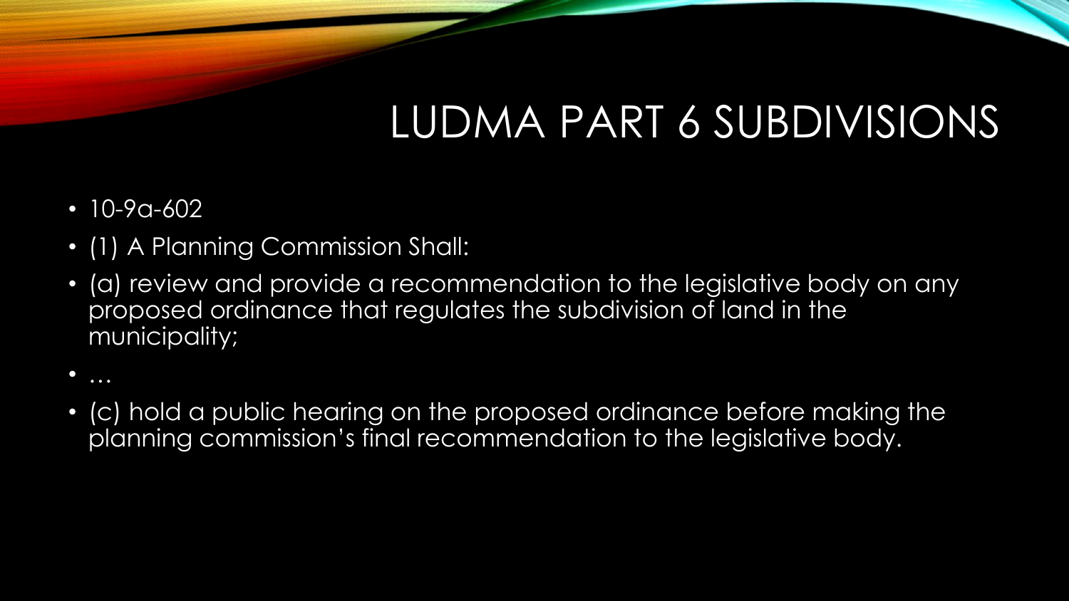# LUDMA PART 6 SUBDIVISIONS

- 10-9a-602
- (1) A Planning Commission Shall:
- (a) review and provide a recommendation to the legislative body on any proposed ordinance that regulates the subdivision of land in the municipality;
- …
- (c) hold a public hearing on the proposed ordinance before making the planning commission's final recommendation to the legislative body.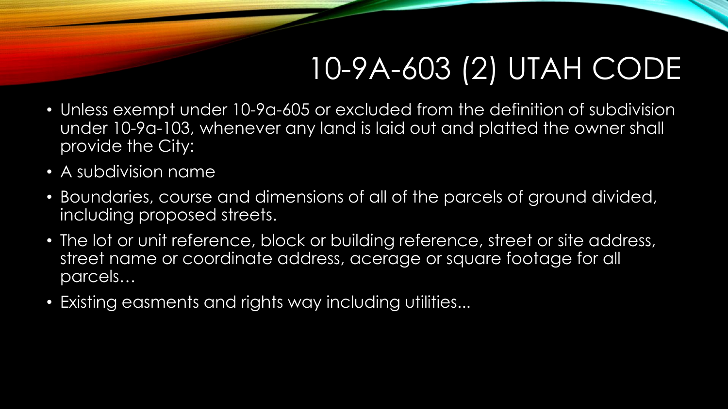# 10-9A-603 (2) UTAH CODE

- Unless exempt under 10-9a-605 or excluded from the definition of subdivision under 10-9a-103, whenever any land is laid out and platted the owner shall provide the City:
- A subdivision name
- Boundaries, course and dimensions of all of the parcels of ground divided, including proposed streets.
- The lot or unit reference, block or building reference, street or site address, street name or coordinate address, acerage or square footage for all parcels…
- Existing easments and rights way including utilities...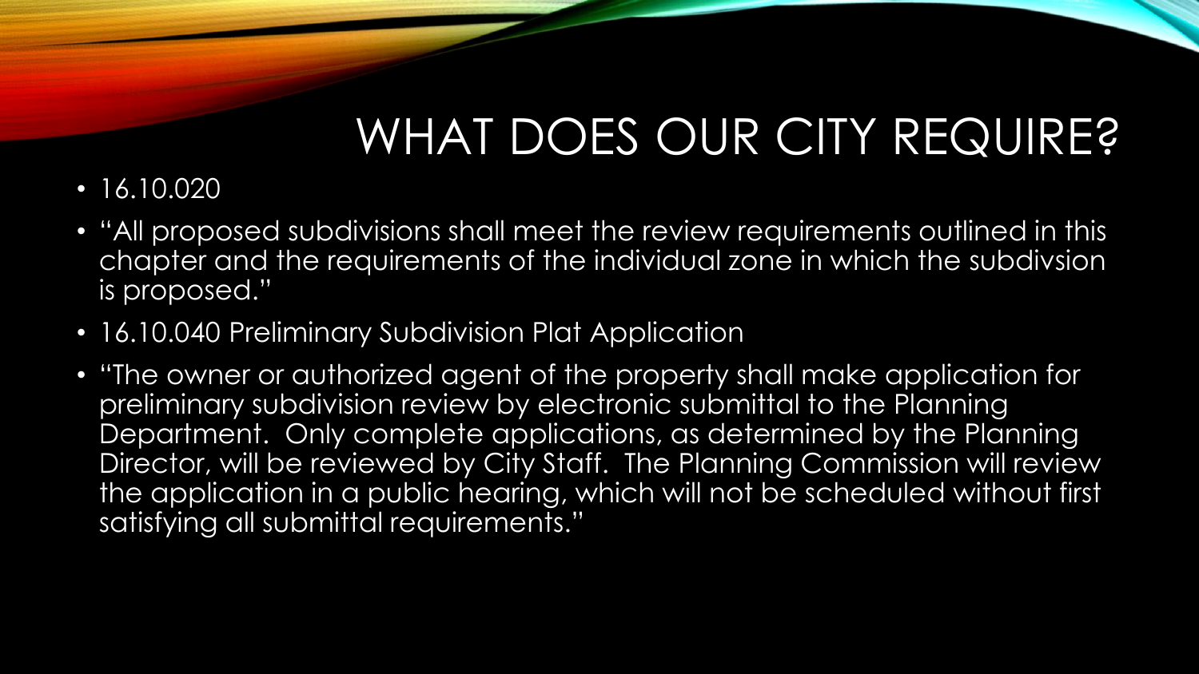# WHAT DOES OUR CITY REQUIRE?

- 16.10.020
- "All proposed subdivisions shall meet the review requirements outlined in this chapter and the requirements of the individual zone in which the subdivsion is proposed."
- 16.10.040 Preliminary Subdivision Plat Application
- "The owner or authorized agent of the property shall make application for preliminary subdivision review by electronic submittal to the Planning Department. Only complete applications, as determined by the Planning Director, will be reviewed by City Staff. The Planning Commission will review the application in a public hearing, which will not be scheduled without first satisfying all submittal requirements."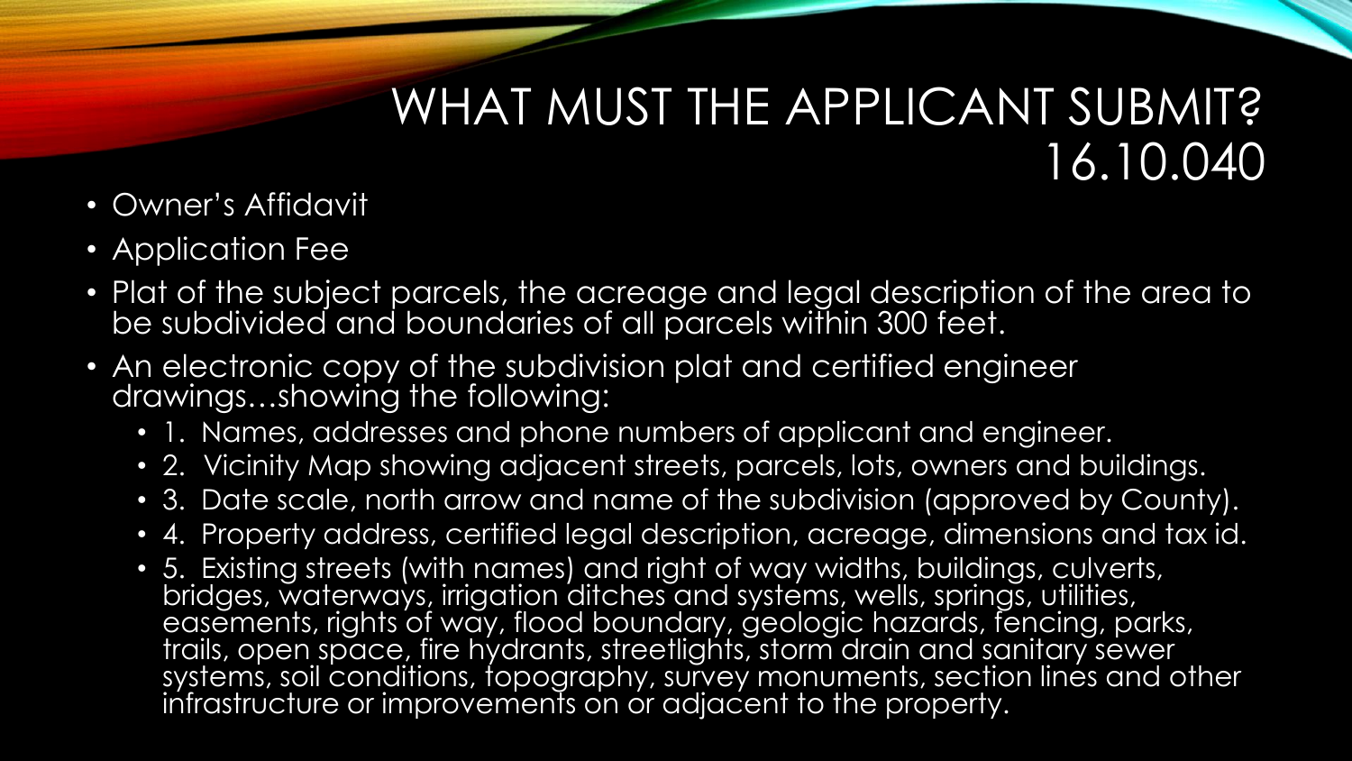# WHAT MUST THE APPLICANT SUBMIT? 16.10.040

- Owner's Affidavit
- Application Fee
- Plat of the subject parcels, the acreage and legal description of the area to be subdivided and boundaries of all parcels within 300 feet.
- An electronic copy of the subdivision plat and certified engineer drawings…showing the following:
  - 1. Names, addresses and phone numbers of applicant and engineer.
  - 2. Vicinity Map showing adjacent streets, parcels, lots, owners and buildings.
  - 3. Date scale, north arrow and name of the subdivision (approved by County).
  - 4. Property address, certified legal description, acreage, dimensions and tax id.
  - 5. Existing streets (with names) and right of way widths, buildings, culverts, bridges, waterways, irrigation ditches and systems, wells, springs, utilities, easements, rights of way, flood boundary, geologic hazards, fencing, parks, trails, open space, fire hydrants, streetlights, storm drain and sanitary sewer systems, soil conditions, topography, survey monuments, section lines and other infrastructure or improvements on or adjacent to the property.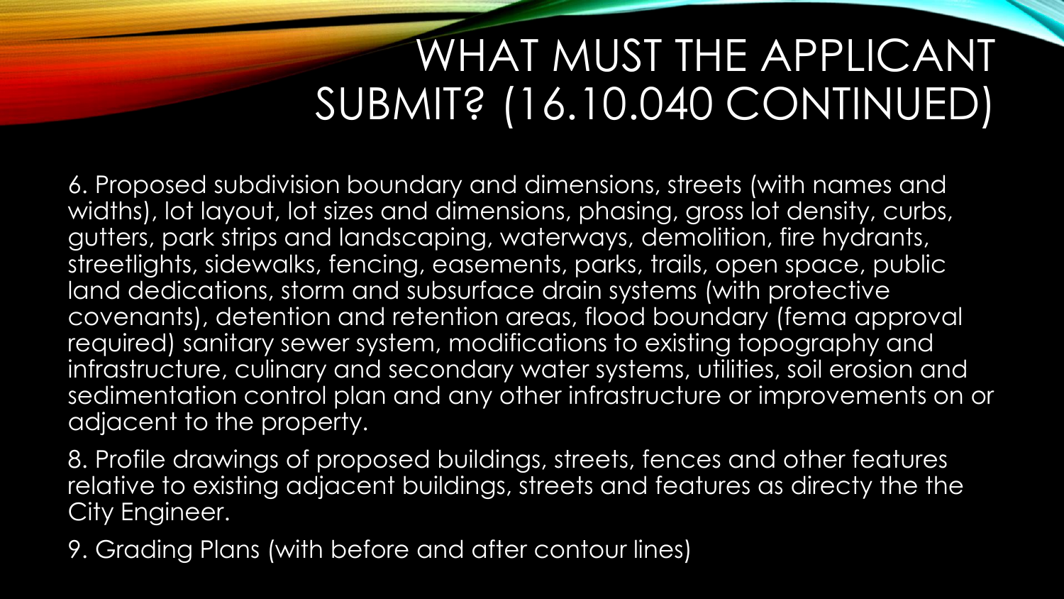# WHAT MUST THE APPLICANT SUBMIT? (16.10.040 CONTINUED)

6. Proposed subdivision boundary and dimensions, streets (with names and widths), lot layout, lot sizes and dimensions, phasing, gross lot density, curbs, gutters, park strips and landscaping, waterways, demolition, fire hydrants, streetlights, sidewalks, fencing, easements, parks, trails, open space, public land dedications, storm and subsurface drain systems (with protective covenants), detention and retention areas, flood boundary (fema approval required) sanitary sewer system, modifications to existing topography and infrastructure, culinary and secondary water systems, utilities, soil erosion and sedimentation control plan and any other infrastructure or improvements on or adjacent to the property.

8. Profile drawings of proposed buildings, streets, fences and other features relative to existing adjacent buildings, streets and features as directy the the City Engineer.

9. Grading Plans (with before and after contour lines)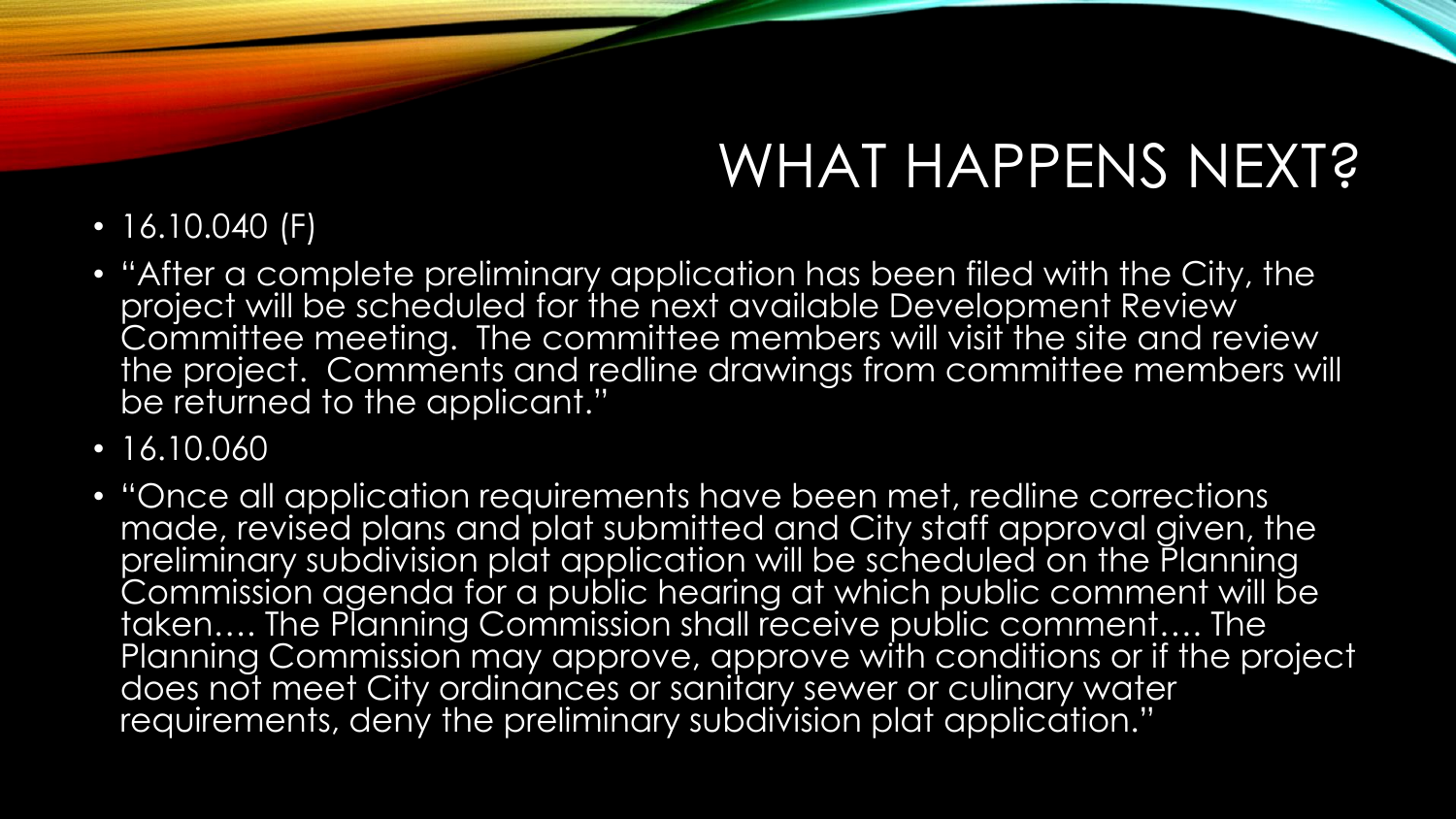# WHAT HAPPENS NEXT?

- 16.10.040 (F)
- "After a complete preliminary application has been filed with the City, the project will be scheduled for the next available Development Review Committee meeting. The committee members will visit the site and review the project. Comments and redline drawings from committee members will be returned to the applicant."
- 16.10.060
- "Once all application requirements have been met, redline corrections made, revised plans and plat submitted and City staff approval given, the preliminary subdivision plat application will be scheduled on the Planning Commission agenda for a public hearing at which public comment will be taken…. The Planning Commission shall receive public comment…. The Planning Commission may approve, approve with conditions or if the project does not meet City ordinances or sanitary sewer or culinary water requirements, deny the preliminary subdivision plat application."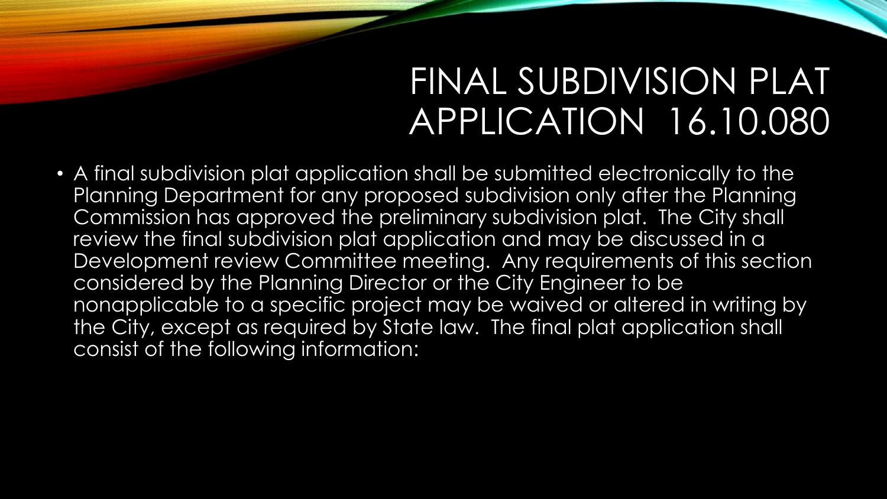# FINAL SUBDIVISION PLAT APPLICATION 16.10.080

- A final subdivision plat application shall be submitted electronically to the Planning Department for any proposed subdivision only after the Planning Commission has approved the preliminary subdivision plat. The City shall review the final subdivision plat application and may be discussed in a Development review Committee meeting. Any requirements of this section considered by the Planning Director or the City Engineer to be nonapplicable to a specific project may be waived or altered in writing by the City, except as required by State law. The final plat application shall consist of the following information: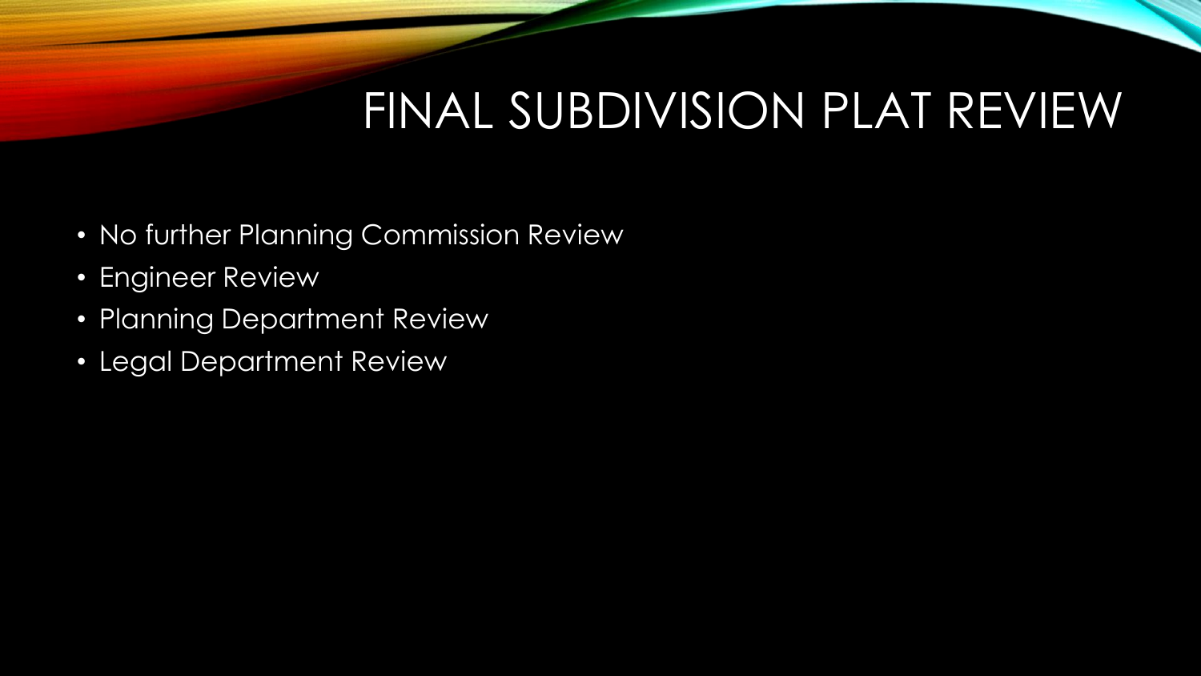# FINAL SUBDIVISION PLAT REVIEW

- No further Planning Commission Review
- Engineer Review
- Planning Department Review
- Legal Department Review